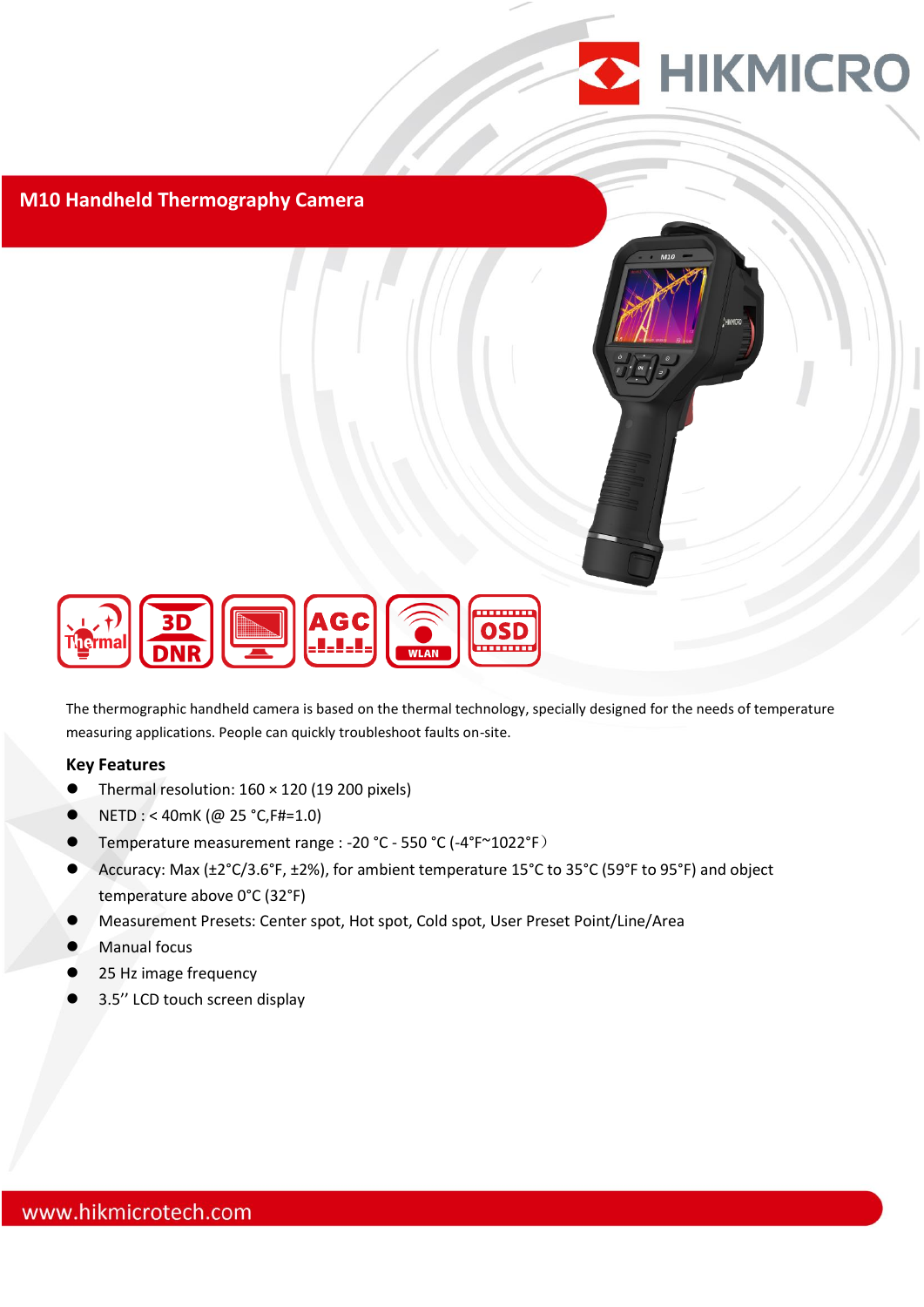# M10 Handheld Thermography Camera

The thermographic handheld camera is based on the thermal technology, specially designed for the needs of temperature measuring applications. People can quickly troubleshoot faults on-site.

## Key Features

- Thermal resolution: 160 × 120 (19 200 pixels)
- NETD : < 40mK (@ 25 °C,F#=1.0)
- Temperature measurement range : -20 °C - 550 °C (-4°F~1022°F）
- Accuracy: Max (±2°C/3.6°F, ±2%), for ambient temperature 15°C to 35°C (59°F to 95°F) and object temperature above 0°C (32°F)
- Measurement Presets: Center spot, Hot spot, Cold spot, User Preset Point/Line/Area
- Manual focus
- 25 Hz image frequency
- 3.5’’ LCD touch screen display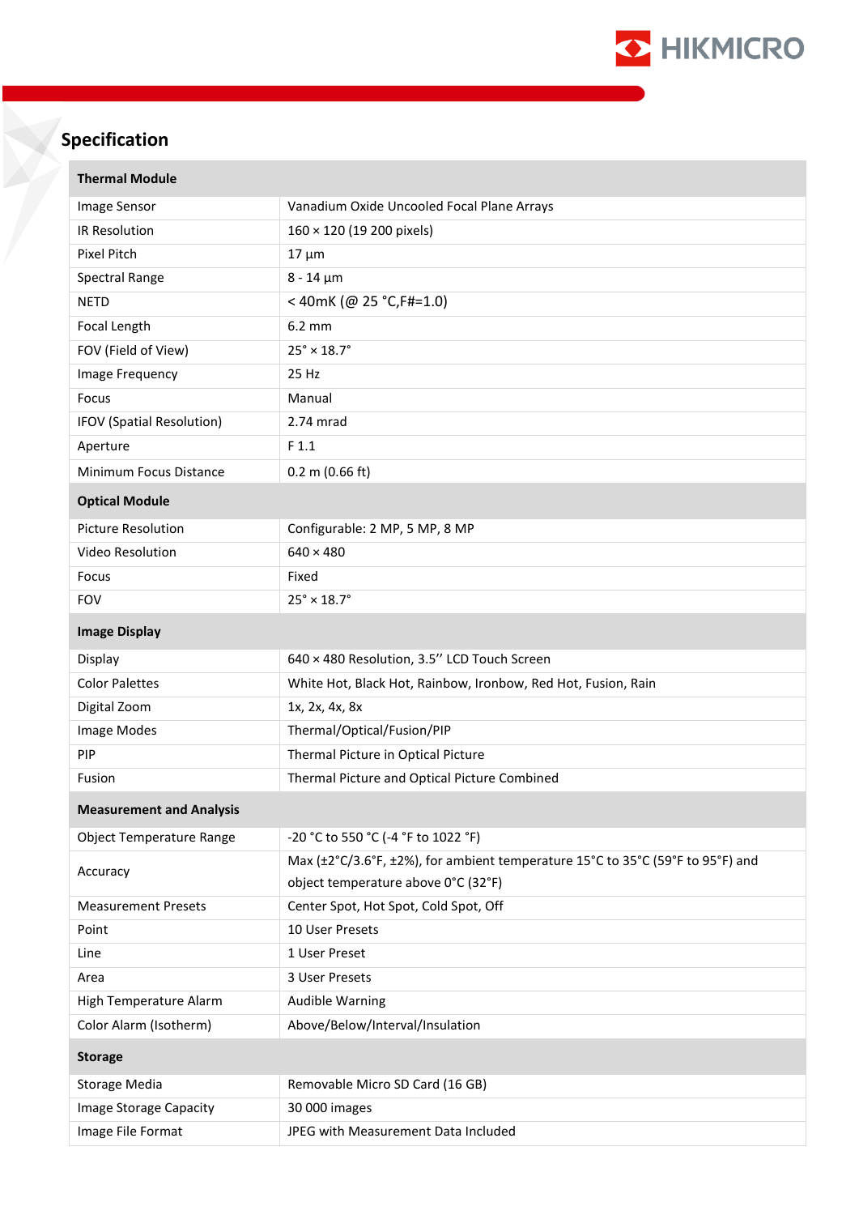## Specification

| | |
|---|---|
| **Thermal Module** | |
| Image Sensor | Vanadium Oxide Uncooled Focal Plane Arrays |
| IR Resolution | 160 × 120 (19 200 pixels) |
| Pixel Pitch | 17 µm |
| Spectral Range | 8 - 14 µm |
| NETD | < 40mK (@ 25 °C,F#=1.0) |
| Focal Length | 6.2 mm |
| FOV (Field of View) | 25° × 18.7° |
| Image Frequency | 25 Hz |
| Focus | Manual |
| IFOV (Spatial Resolution) | 2.74 mrad |
| Aperture | F 1.1 |
| Minimum Focus Distance | 0.2 m (0.66 ft) |
| **Optical Module** | |
| Picture Resolution | Configurable: 2 MP, 5 MP, 8 MP |
| Video Resolution | 640 × 480 |
| Focus | Fixed |
| FOV | 25° × 18.7° |
| **Image Display** | |
| Display | 640 × 480 Resolution, 3.5'' LCD Touch Screen |
| Color Palettes | White Hot, Black Hot, Rainbow, Ironbow, Red Hot, Fusion, Rain |
| Digital Zoom | 1x, 2x, 4x, 8x |
| Image Modes | Thermal/Optical/Fusion/PIP |
| PIP | Thermal Picture in Optical Picture |
| Fusion | Thermal Picture and Optical Picture Combined |
| **Measurement and Analysis** | |
| Object Temperature Range | -20 °C to 550 °C (-4 °F to 1022 °F) |
| Accuracy | Max (±2°C/3.6°F, ±2%), for ambient temperature 15°C to 35°C (59°F to 95°F) and object temperature above 0°C (32°F) |
| Measurement Presets | Center Spot, Hot Spot, Cold Spot, Off |
| Point | 10 User Presets |
| Line | 1 User Preset |
| Area | 3 User Presets |
| High Temperature Alarm | Audible Warning |
| Color Alarm (Isotherm) | Above/Below/Interval/Insulation |
| **Storage** | |
| Storage Media | Removable Micro SD Card (16 GB) |
| Image Storage Capacity | 30 000 images |
| Image File Format | JPEG with Measurement Data Included |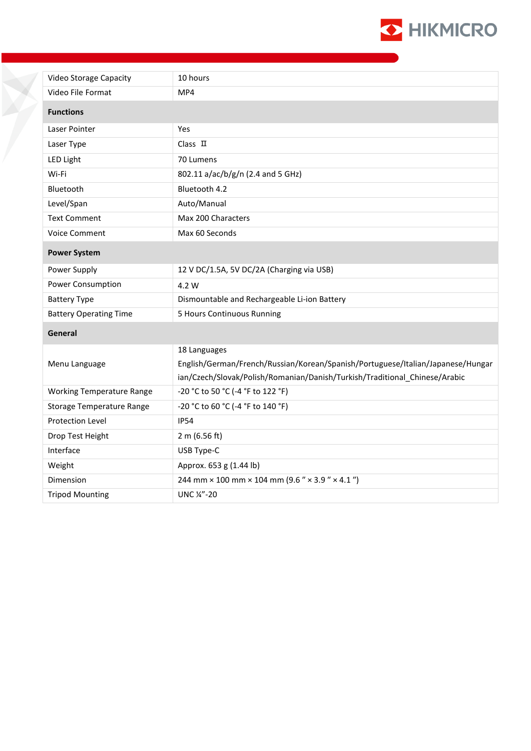| | |
|---|---|
| Video Storage Capacity | 10 hours |
| Video File Format | MP4 |
| **Functions** | |
| Laser Pointer | Yes |
| Laser Type | Class Ⅱ |
| LED Light | 70 Lumens |
| Wi-Fi | 802.11 a/ac/b/g/n (2.4 and 5 GHz) |
| Bluetooth | Bluetooth 4.2 |
| Level/Span | Auto/Manual |
| Text Comment | Max 200 Characters |
| Voice Comment | Max 60 Seconds |
| **Power System** | |
| Power Supply | 12 V DC/1.5A, 5V DC/2A (Charging via USB) |
| Power Consumption | 4.2 W |
| Battery Type | Dismountable and Rechargeable Li-ion Battery |
| Battery Operating Time | 5 Hours Continuous Running |
| **General** | |
| Menu Language | 18 Languages<br>English/German/French/Russian/Korean/Spanish/Portuguese/Italian/Japanese/Hungarian/Czech/Slovak/Polish/Romanian/Danish/Turkish/Traditional_Chinese/Arabic |
| Working Temperature Range | -20 °C to 50 °C (-4 °F to 122 °F) |
| Storage Temperature Range | -20 °C to 60 °C (-4 °F to 140 °F) |
| Protection Level | IP54 |
| Drop Test Height | 2 m (6.56 ft) |
| Interface | USB Type-C |
| Weight | Approx. 653 g (1.44 lb) |
| Dimension | 244 mm × 100 mm × 104 mm (9.6 ″ × 3.9 ″ × 4.1 ″) |
| Tripod Mounting | UNC ¼”-20 |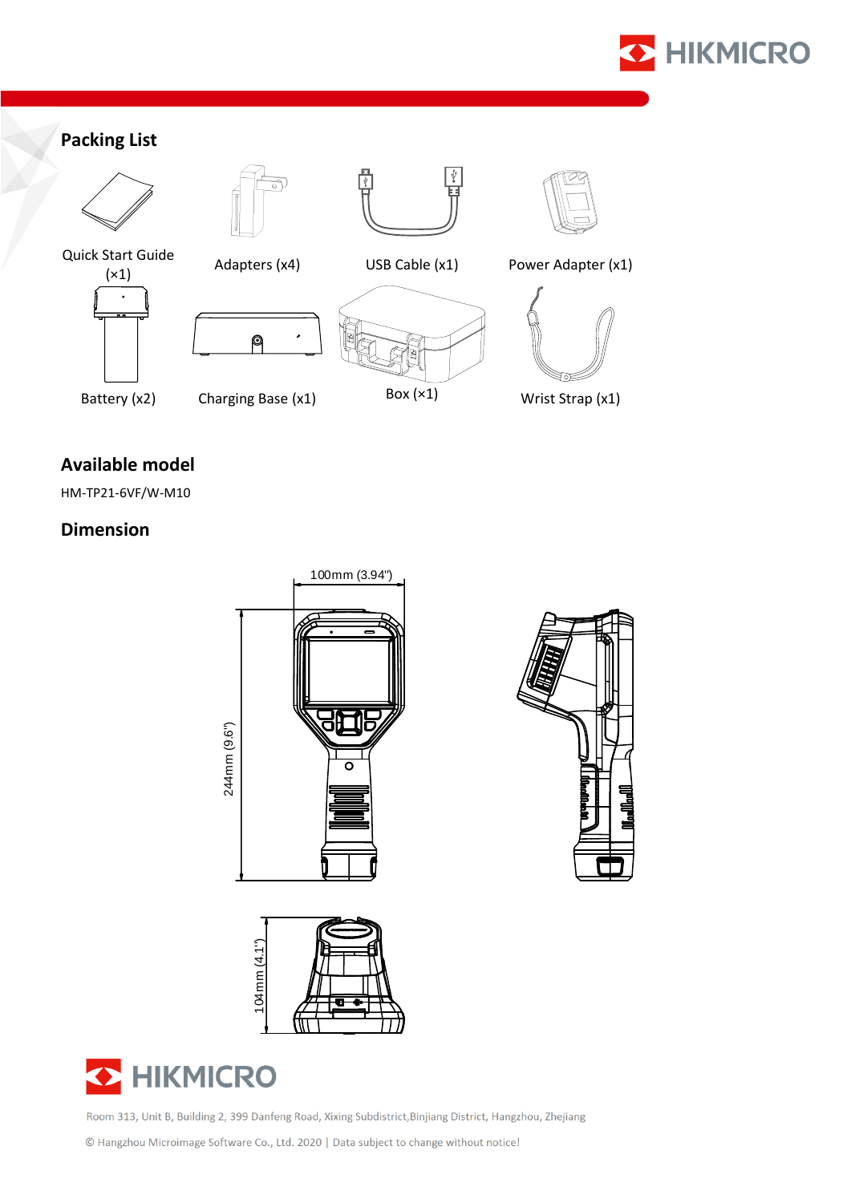## Packing List

Quick Start Guide (×1)

Adapters (x4)

USB Cable (x1)

Power Adapter (x1)

Battery (x2)

Charging Base (x1)

Box (×1)

Wrist Strap (x1)

## Available model

HM-TP21-6VF/W-M10

## Dimension

100mm (3.94")

244mm (9.6")

104mm (4.1")

Room 313, Unit B, Building 2, 399 Danfeng Road, Xixing Subdistrict,Binjiang District, Hangzhou, Zhejiang

© Hangzhou Microimage Software Co., Ltd. 2020 | Data subject to change without notice!